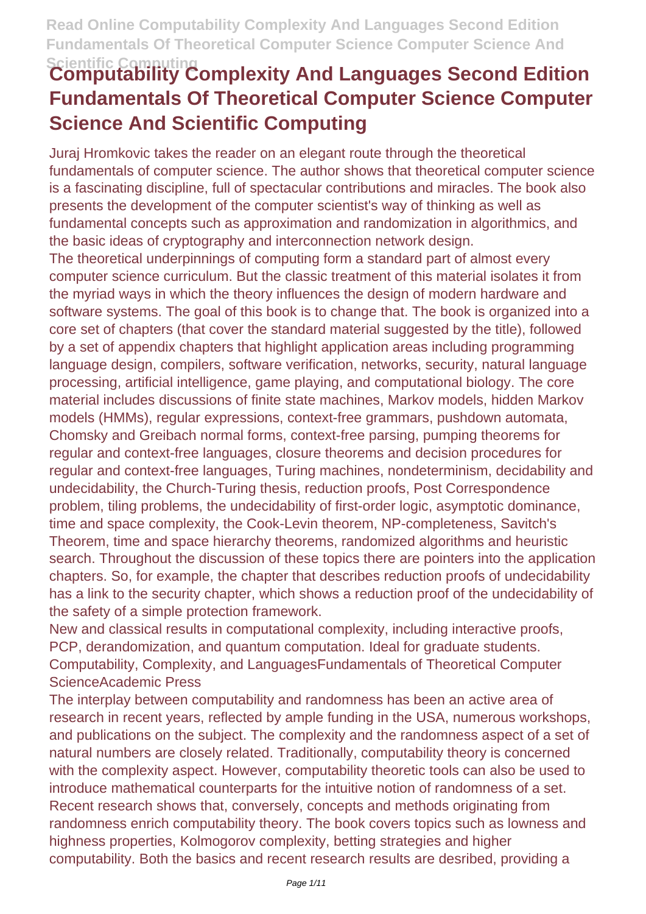# Computability Complexity And Languages Second Edition Fundamentals Of Theoretical Computer Science Computer Science And Scientific Computing

Juraj Hromkovic takes the reader on an elegant route through the theoretical fundamentals of computer science. The author shows that theoretical computer science is a fascinating discipline, full of spectacular contributions and miracles. The book also presents the development of the computer scientist's way of thinking as well as fundamental concepts such as approximation and randomization in algorithmics, and the basic ideas of cryptography and interconnection network design.

The theoretical underpinnings of computing form a standard part of almost every computer science curriculum. But the classic treatment of this material isolates it from the myriad ways in which the theory influences the design of modern hardware and software systems. The goal of this book is to change that. The book is organized into a core set of chapters (that cover the standard material suggested by the title), followed by a set of appendix chapters that highlight application areas including programming language design, compilers, software verification, networks, security, natural language processing, artificial intelligence, game playing, and computational biology. The core material includes discussions of finite state machines, Markov models, hidden Markov models (HMMs), regular expressions, context-free grammars, pushdown automata, Chomsky and Greibach normal forms, context-free parsing, pumping theorems for regular and context-free languages, closure theorems and decision procedures for regular and context-free languages, Turing machines, nondeterminism, decidability and undecidability, the Church-Turing thesis, reduction proofs, Post Correspondence problem, tiling problems, the undecidability of first-order logic, asymptotic dominance, time and space complexity, the Cook-Levin theorem, NP-completeness, Savitch's Theorem, time and space hierarchy theorems, randomized algorithms and heuristic search. Throughout the discussion of these topics there are pointers into the application chapters. So, for example, the chapter that describes reduction proofs of undecidability has a link to the security chapter, which shows a reduction proof of the undecidability of the safety of a simple protection framework.

New and classical results in computational complexity, including interactive proofs, PCP, derandomization, and quantum computation. Ideal for graduate students.

Computability, Complexity, and LanguagesFundamentals of Theoretical Computer ScienceAcademic Press

The interplay between computability and randomness has been an active area of research in recent years, reflected by ample funding in the USA, numerous workshops, and publications on the subject. The complexity and the randomness aspect of a set of natural numbers are closely related. Traditionally, computability theory is concerned with the complexity aspect. However, computability theoretic tools can also be used to introduce mathematical counterparts for the intuitive notion of randomness of a set. Recent research shows that, conversely, concepts and methods originating from randomness enrich computability theory. The book covers topics such as lowness and highness properties, Kolmogorov complexity, betting strategies and higher computability. Both the basics and recent research results are desribed, providing a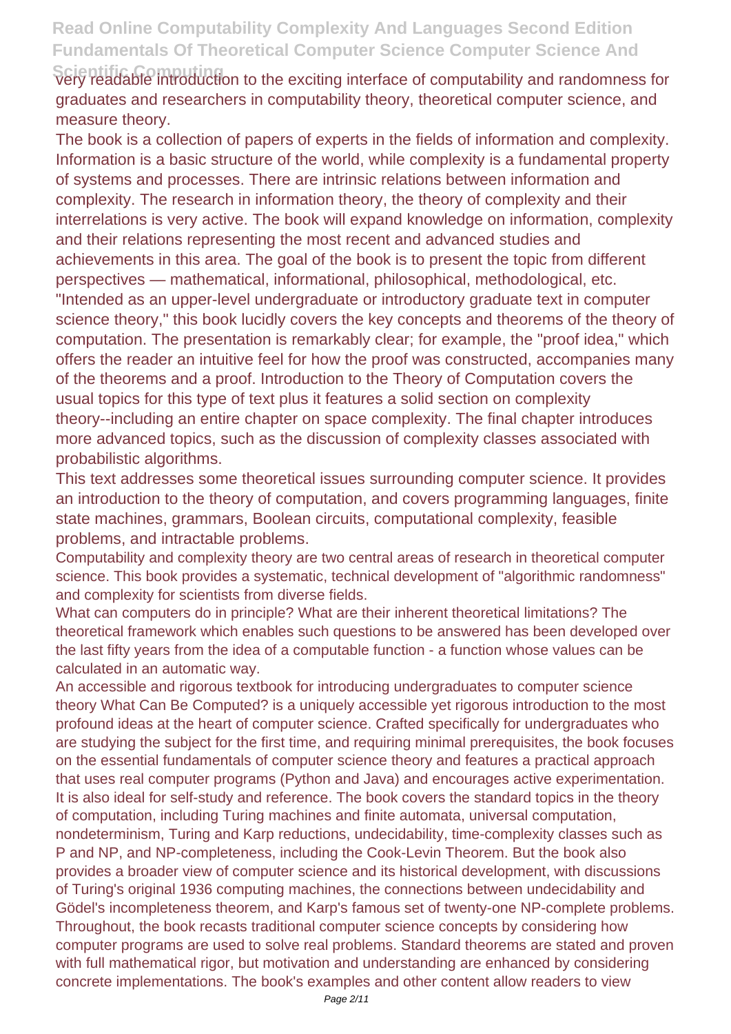very readable introduction to the exciting interface of computability and randomness for graduates and researchers in computability theory, theoretical computer science, and measure theory.

The book is a collection of papers of experts in the fields of information and complexity. Information is a basic structure of the world, while complexity is a fundamental property of systems and processes. There are intrinsic relations between information and complexity. The research in information theory, the theory of complexity and their interrelations is very active. The book will expand knowledge on information, complexity and their relations representing the most recent and advanced studies and achievements in this area. The goal of the book is to present the topic from different perspectives — mathematical, informational, philosophical, methodological, etc.

"Intended as an upper-level undergraduate or introductory graduate text in computer science theory," this book lucidly covers the key concepts and theorems of the theory of computation. The presentation is remarkably clear; for example, the "proof idea," which offers the reader an intuitive feel for how the proof was constructed, accompanies many of the theorems and a proof. Introduction to the Theory of Computation covers the usual topics for this type of text plus it features a solid section on complexity theory--including an entire chapter on space complexity. The final chapter introduces more advanced topics, such as the discussion of complexity classes associated with probabilistic algorithms.

This text addresses some theoretical issues surrounding computer science. It provides an introduction to the theory of computation, and covers programming languages, finite state machines, grammars, Boolean circuits, computational complexity, feasible problems, and intractable problems.

Computability and complexity theory are two central areas of research in theoretical computer science. This book provides a systematic, technical development of "algorithmic randomness" and complexity for scientists from diverse fields.

What can computers do in principle? What are their inherent theoretical limitations? The theoretical framework which enables such questions to be answered has been developed over the last fifty years from the idea of a computable function - a function whose values can be calculated in an automatic way.

An accessible and rigorous textbook for introducing undergraduates to computer science theory What Can Be Computed? is a uniquely accessible yet rigorous introduction to the most profound ideas at the heart of computer science. Crafted specifically for undergraduates who are studying the subject for the first time, and requiring minimal prerequisites, the book focuses on the essential fundamentals of computer science theory and features a practical approach that uses real computer programs (Python and Java) and encourages active experimentation. It is also ideal for self-study and reference. The book covers the standard topics in the theory of computation, including Turing machines and finite automata, universal computation, nondeterminism, Turing and Karp reductions, undecidability, time-complexity classes such as P and NP, and NP-completeness, including the Cook-Levin Theorem. But the book also provides a broader view of computer science and its historical development, with discussions of Turing's original 1936 computing machines, the connections between undecidability and Gödel's incompleteness theorem, and Karp's famous set of twenty-one NP-complete problems. Throughout, the book recasts traditional computer science concepts by considering how computer programs are used to solve real problems. Standard theorems are stated and proven with full mathematical rigor, but motivation and understanding are enhanced by considering concrete implementations. The book's examples and other content allow readers to view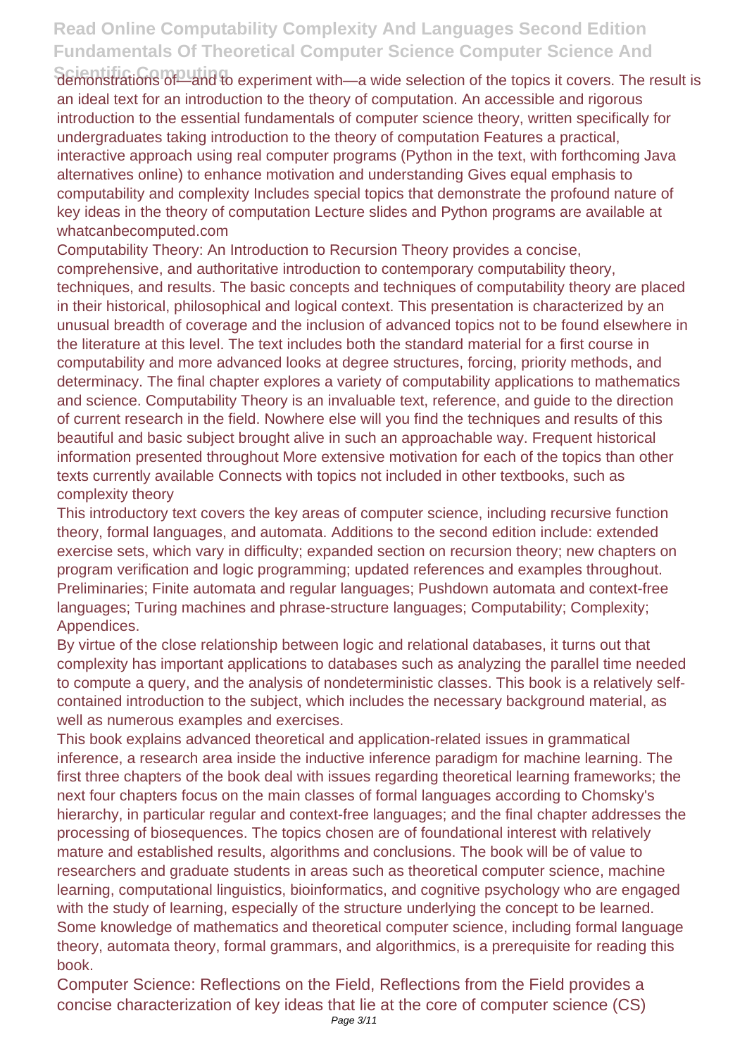demonstrations of—and to experiment with—a wide selection of the topics it covers. The result is an ideal text for an introduction to the theory of computation. An accessible and rigorous introduction to the essential fundamentals of computer science theory, written specifically for undergraduates taking introduction to the theory of computation Features a practical, interactive approach using real computer programs (Python in the text, with forthcoming Java alternatives online) to enhance motivation and understanding Gives equal emphasis to computability and complexity Includes special topics that demonstrate the profound nature of key ideas in the theory of computation Lecture slides and Python programs are available at whatcanbecomputed.com

Computability Theory: An Introduction to Recursion Theory provides a concise, comprehensive, and authoritative introduction to contemporary computability theory, techniques, and results. The basic concepts and techniques of computability theory are placed in their historical, philosophical and logical context. This presentation is characterized by an unusual breadth of coverage and the inclusion of advanced topics not to be found elsewhere in the literature at this level. The text includes both the standard material for a first course in computability and more advanced looks at degree structures, forcing, priority methods, and determinacy. The final chapter explores a variety of computability applications to mathematics and science. Computability Theory is an invaluable text, reference, and guide to the direction of current research in the field. Nowhere else will you find the techniques and results of this beautiful and basic subject brought alive in such an approachable way. Frequent historical information presented throughout More extensive motivation for each of the topics than other texts currently available Connects with topics not included in other textbooks, such as complexity theory

This introductory text covers the key areas of computer science, including recursive function theory, formal languages, and automata. Additions to the second edition include: extended exercise sets, which vary in difficulty; expanded section on recursion theory; new chapters on program verification and logic programming; updated references and examples throughout. Preliminaries; Finite automata and regular languages; Pushdown automata and context-free languages; Turing machines and phrase-structure languages; Computability; Complexity; Appendices.

By virtue of the close relationship between logic and relational databases, it turns out that complexity has important applications to databases such as analyzing the parallel time needed to compute a query, and the analysis of nondeterministic classes. This book is a relatively self-contained introduction to the subject, which includes the necessary background material, as well as numerous examples and exercises.

This book explains advanced theoretical and application-related issues in grammatical inference, a research area inside the inductive inference paradigm for machine learning. The first three chapters of the book deal with issues regarding theoretical learning frameworks; the next four chapters focus on the main classes of formal languages according to Chomsky's hierarchy, in particular regular and context-free languages; and the final chapter addresses the processing of biosequences. The topics chosen are of foundational interest with relatively mature and established results, algorithms and conclusions. The book will be of value to researchers and graduate students in areas such as theoretical computer science, machine learning, computational linguistics, bioinformatics, and cognitive psychology who are engaged with the study of learning, especially of the structure underlying the concept to be learned. Some knowledge of mathematics and theoretical computer science, including formal language theory, automata theory, formal grammars, and algorithmics, is a prerequisite for reading this book.

Computer Science: Reflections on the Field, Reflections from the Field provides a concise characterization of key ideas that lie at the core of computer science (CS)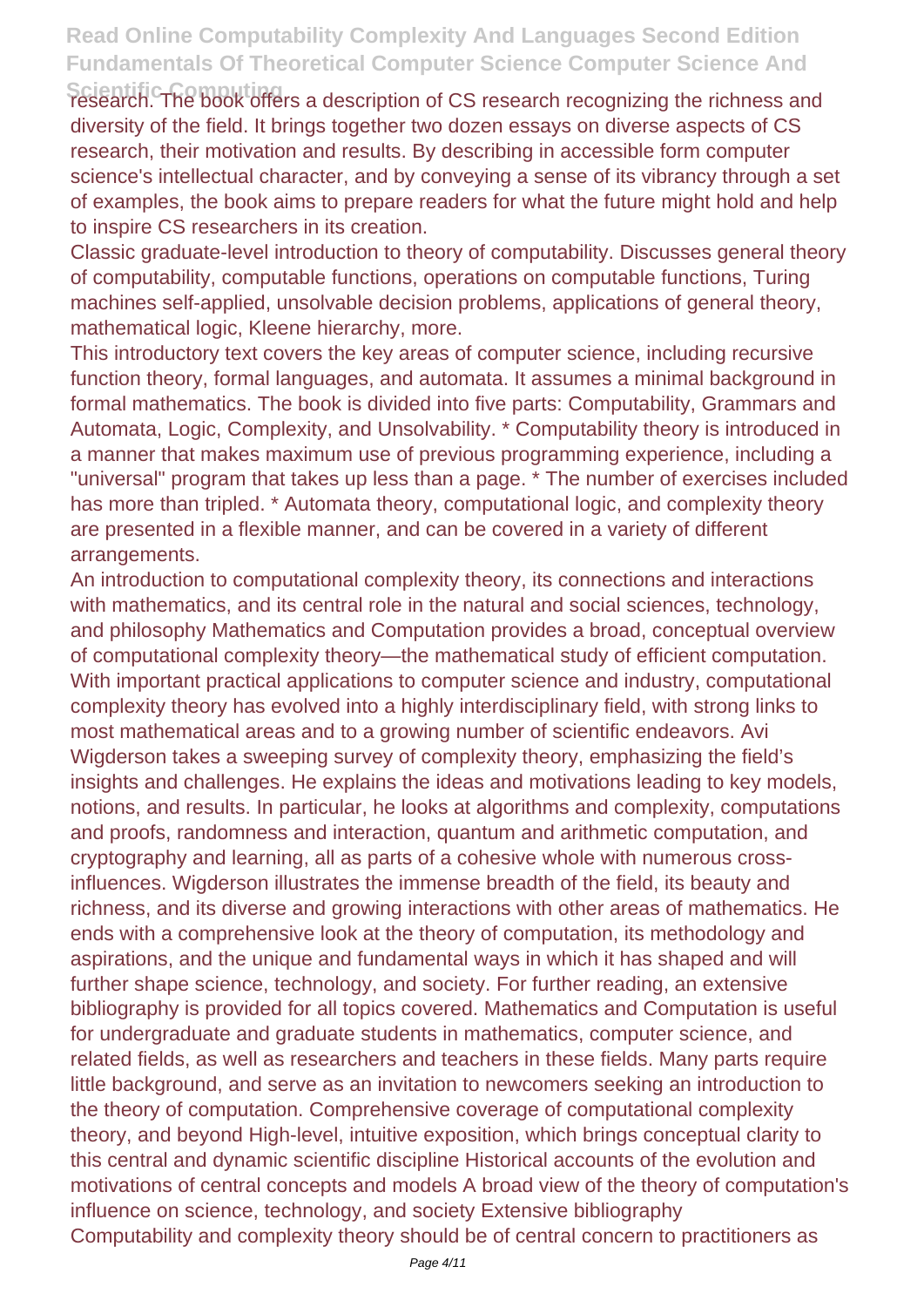research. The book offers a description of CS research recognizing the richness and diversity of the field. It brings together two dozen essays on diverse aspects of CS research, their motivation and results. By describing in accessible form computer science's intellectual character, and by conveying a sense of its vibrancy through a set of examples, the book aims to prepare readers for what the future might hold and help to inspire CS researchers in its creation.

Classic graduate-level introduction to theory of computability. Discusses general theory of computability, computable functions, operations on computable functions, Turing machines self-applied, unsolvable decision problems, applications of general theory, mathematical logic, Kleene hierarchy, more.

This introductory text covers the key areas of computer science, including recursive function theory, formal languages, and automata. It assumes a minimal background in formal mathematics. The book is divided into five parts: Computability, Grammars and Automata, Logic, Complexity, and Unsolvability. * Computability theory is introduced in a manner that makes maximum use of previous programming experience, including a "universal" program that takes up less than a page. * The number of exercises included has more than tripled. * Automata theory, computational logic, and complexity theory are presented in a flexible manner, and can be covered in a variety of different arrangements.

An introduction to computational complexity theory, its connections and interactions with mathematics, and its central role in the natural and social sciences, technology, and philosophy Mathematics and Computation provides a broad, conceptual overview of computational complexity theory—the mathematical study of efficient computation. With important practical applications to computer science and industry, computational complexity theory has evolved into a highly interdisciplinary field, with strong links to most mathematical areas and to a growing number of scientific endeavors. Avi Wigderson takes a sweeping survey of complexity theory, emphasizing the field's insights and challenges. He explains the ideas and motivations leading to key models, notions, and results. In particular, he looks at algorithms and complexity, computations and proofs, randomness and interaction, quantum and arithmetic computation, and cryptography and learning, all as parts of a cohesive whole with numerous cross-influences. Wigderson illustrates the immense breadth of the field, its beauty and richness, and its diverse and growing interactions with other areas of mathematics. He ends with a comprehensive look at the theory of computation, its methodology and aspirations, and the unique and fundamental ways in which it has shaped and will further shape science, technology, and society. For further reading, an extensive bibliography is provided for all topics covered. Mathematics and Computation is useful for undergraduate and graduate students in mathematics, computer science, and related fields, as well as researchers and teachers in these fields. Many parts require little background, and serve as an invitation to newcomers seeking an introduction to the theory of computation. Comprehensive coverage of computational complexity theory, and beyond High-level, intuitive exposition, which brings conceptual clarity to this central and dynamic scientific discipline Historical accounts of the evolution and motivations of central concepts and models A broad view of the theory of computation's influence on science, technology, and society Extensive bibliography

Computability and complexity theory should be of central concern to practitioners as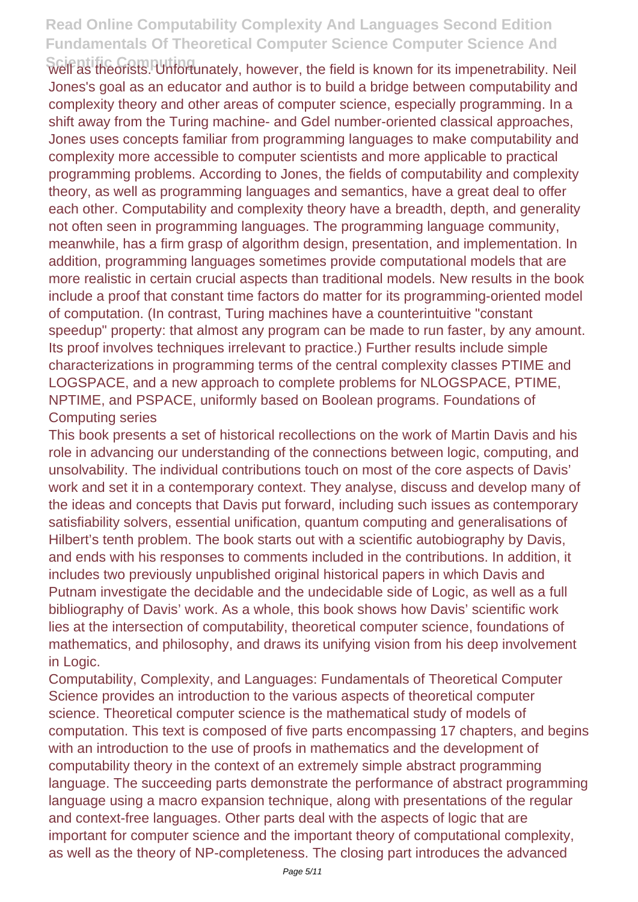well as theorists. Unfortunately, however, the field is known for its impenetrability. Neil Jones's goal as an educator and author is to build a bridge between computability and complexity theory and other areas of computer science, especially programming. In a shift away from the Turing machine- and Gdel number-oriented classical approaches, Jones uses concepts familiar from programming languages to make computability and complexity more accessible to computer scientists and more applicable to practical programming problems. According to Jones, the fields of computability and complexity theory, as well as programming languages and semantics, have a great deal to offer each other. Computability and complexity theory have a breadth, depth, and generality not often seen in programming languages. The programming language community, meanwhile, has a firm grasp of algorithm design, presentation, and implementation. In addition, programming languages sometimes provide computational models that are more realistic in certain crucial aspects than traditional models. New results in the book include a proof that constant time factors do matter for its programming-oriented model of computation. (In contrast, Turing machines have a counterintuitive "constant speedup" property: that almost any program can be made to run faster, by any amount. Its proof involves techniques irrelevant to practice.) Further results include simple characterizations in programming terms of the central complexity classes PTIME and LOGSPACE, and a new approach to complete problems for NLOGSPACE, PTIME, NPTIME, and PSPACE, uniformly based on Boolean programs. Foundations of Computing series

This book presents a set of historical recollections on the work of Martin Davis and his role in advancing our understanding of the connections between logic, computing, and unsolvability. The individual contributions touch on most of the core aspects of Davis' work and set it in a contemporary context. They analyse, discuss and develop many of the ideas and concepts that Davis put forward, including such issues as contemporary satisfiability solvers, essential unification, quantum computing and generalisations of Hilbert's tenth problem. The book starts out with a scientific autobiography by Davis, and ends with his responses to comments included in the contributions. In addition, it includes two previously unpublished original historical papers in which Davis and Putnam investigate the decidable and the undecidable side of Logic, as well as a full bibliography of Davis' work. As a whole, this book shows how Davis' scientific work lies at the intersection of computability, theoretical computer science, foundations of mathematics, and philosophy, and draws its unifying vision from his deep involvement in Logic.

Computability, Complexity, and Languages: Fundamentals of Theoretical Computer Science provides an introduction to the various aspects of theoretical computer science. Theoretical computer science is the mathematical study of models of computation. This text is composed of five parts encompassing 17 chapters, and begins with an introduction to the use of proofs in mathematics and the development of computability theory in the context of an extremely simple abstract programming language. The succeeding parts demonstrate the performance of abstract programming language using a macro expansion technique, along with presentations of the regular and context-free languages. Other parts deal with the aspects of logic that are important for computer science and the important theory of computational complexity, as well as the theory of NP-completeness. The closing part introduces the advanced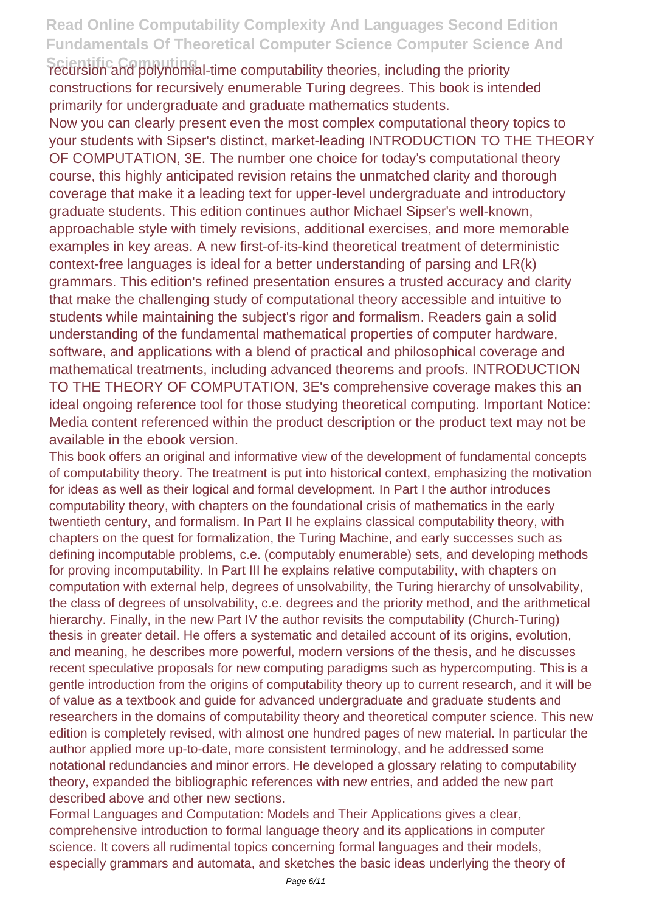recursion and polynomial-time computability theories, including the priority constructions for recursively enumerable Turing degrees. This book is intended primarily for undergraduate and graduate mathematics students.

Now you can clearly present even the most complex computational theory topics to your students with Sipser's distinct, market-leading INTRODUCTION TO THE THEORY OF COMPUTATION, 3E. The number one choice for today's computational theory course, this highly anticipated revision retains the unmatched clarity and thorough coverage that make it a leading text for upper-level undergraduate and introductory graduate students. This edition continues author Michael Sipser's well-known, approachable style with timely revisions, additional exercises, and more memorable examples in key areas. A new first-of-its-kind theoretical treatment of deterministic context-free languages is ideal for a better understanding of parsing and LR(k) grammars. This edition's refined presentation ensures a trusted accuracy and clarity that make the challenging study of computational theory accessible and intuitive to students while maintaining the subject's rigor and formalism. Readers gain a solid understanding of the fundamental mathematical properties of computer hardware, software, and applications with a blend of practical and philosophical coverage and mathematical treatments, including advanced theorems and proofs. INTRODUCTION TO THE THEORY OF COMPUTATION, 3E's comprehensive coverage makes this an ideal ongoing reference tool for those studying theoretical computing. Important Notice: Media content referenced within the product description or the product text may not be available in the ebook version.

This book offers an original and informative view of the development of fundamental concepts of computability theory. The treatment is put into historical context, emphasizing the motivation for ideas as well as their logical and formal development. In Part I the author introduces computability theory, with chapters on the foundational crisis of mathematics in the early twentieth century, and formalism. In Part II he explains classical computability theory, with chapters on the quest for formalization, the Turing Machine, and early successes such as defining incomputable problems, c.e. (computably enumerable) sets, and developing methods for proving incomputability. In Part III he explains relative computability, with chapters on computation with external help, degrees of unsolvability, the Turing hierarchy of unsolvability, the class of degrees of unsolvability, c.e. degrees and the priority method, and the arithmetical hierarchy. Finally, in the new Part IV the author revisits the computability (Church-Turing) thesis in greater detail. He offers a systematic and detailed account of its origins, evolution, and meaning, he describes more powerful, modern versions of the thesis, and he discusses recent speculative proposals for new computing paradigms such as hypercomputing. This is a gentle introduction from the origins of computability theory up to current research, and it will be of value as a textbook and guide for advanced undergraduate and graduate students and researchers in the domains of computability theory and theoretical computer science. This new edition is completely revised, with almost one hundred pages of new material. In particular the author applied more up-to-date, more consistent terminology, and he addressed some notational redundancies and minor errors. He developed a glossary relating to computability theory, expanded the bibliographic references with new entries, and added the new part described above and other new sections.

Formal Languages and Computation: Models and Their Applications gives a clear, comprehensive introduction to formal language theory and its applications in computer science. It covers all rudimental topics concerning formal languages and their models, especially grammars and automata, and sketches the basic ideas underlying the theory of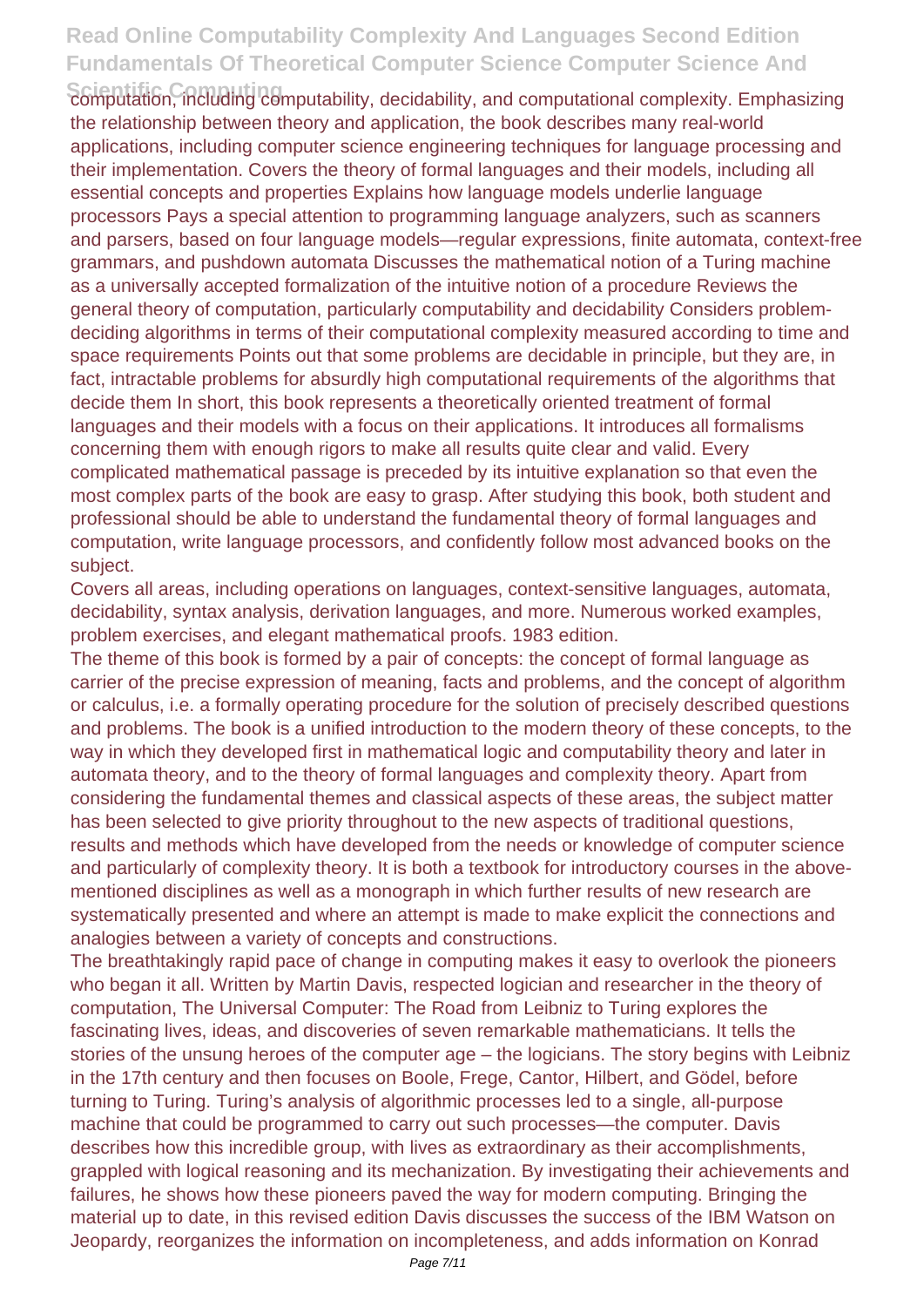computation, including computability, decidability, and computational complexity. Emphasizing the relationship between theory and application, the book describes many real-world applications, including computer science engineering techniques for language processing and their implementation. Covers the theory of formal languages and their models, including all essential concepts and properties Explains how language models underlie language processors Pays a special attention to programming language analyzers, such as scanners and parsers, based on four language models—regular expressions, finite automata, context-free grammars, and pushdown automata Discusses the mathematical notion of a Turing machine as a universally accepted formalization of the intuitive notion of a procedure Reviews the general theory of computation, particularly computability and decidability Considers problem-deciding algorithms in terms of their computational complexity measured according to time and space requirements Points out that some problems are decidable in principle, but they are, in fact, intractable problems for absurdly high computational requirements of the algorithms that decide them In short, this book represents a theoretically oriented treatment of formal languages and their models with a focus on their applications. It introduces all formalisms concerning them with enough rigors to make all results quite clear and valid. Every complicated mathematical passage is preceded by its intuitive explanation so that even the most complex parts of the book are easy to grasp. After studying this book, both student and professional should be able to understand the fundamental theory of formal languages and computation, write language processors, and confidently follow most advanced books on the subject.

Covers all areas, including operations on languages, context-sensitive languages, automata, decidability, syntax analysis, derivation languages, and more. Numerous worked examples, problem exercises, and elegant mathematical proofs. 1983 edition.

The theme of this book is formed by a pair of concepts: the concept of formal language as carrier of the precise expression of meaning, facts and problems, and the concept of algorithm or calculus, i.e. a formally operating procedure for the solution of precisely described questions and problems. The book is a unified introduction to the modern theory of these concepts, to the way in which they developed first in mathematical logic and computability theory and later in automata theory, and to the theory of formal languages and complexity theory. Apart from considering the fundamental themes and classical aspects of these areas, the subject matter has been selected to give priority throughout to the new aspects of traditional questions, results and methods which have developed from the needs or knowledge of computer science and particularly of complexity theory. It is both a textbook for introductory courses in the above-mentioned disciplines as well as a monograph in which further results of new research are systematically presented and where an attempt is made to make explicit the connections and analogies between a variety of concepts and constructions.

The breathtakingly rapid pace of change in computing makes it easy to overlook the pioneers who began it all. Written by Martin Davis, respected logician and researcher in the theory of computation, The Universal Computer: The Road from Leibniz to Turing explores the fascinating lives, ideas, and discoveries of seven remarkable mathematicians. It tells the stories of the unsung heroes of the computer age – the logicians. The story begins with Leibniz in the 17th century and then focuses on Boole, Frege, Cantor, Hilbert, and Gödel, before turning to Turing. Turing's analysis of algorithmic processes led to a single, all-purpose machine that could be programmed to carry out such processes—the computer. Davis describes how this incredible group, with lives as extraordinary as their accomplishments, grappled with logical reasoning and its mechanization. By investigating their achievements and failures, he shows how these pioneers paved the way for modern computing. Bringing the material up to date, in this revised edition Davis discusses the success of the IBM Watson on Jeopardy, reorganizes the information on incompleteness, and adds information on Konrad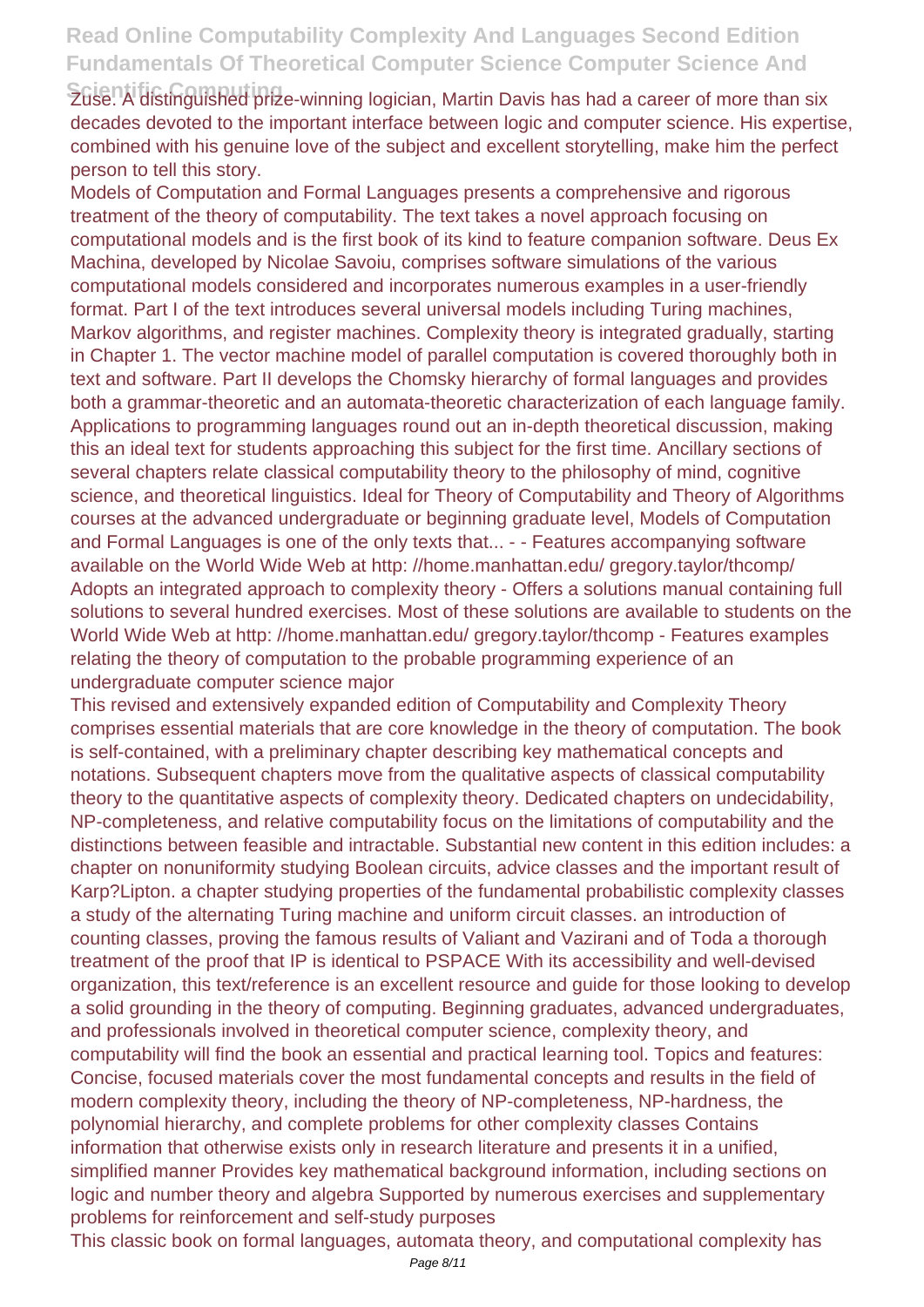Zuse. A distinguished prize-winning logician, Martin Davis has had a career of more than six decades devoted to the important interface between logic and computer science. His expertise, combined with his genuine love of the subject and excellent storytelling, make him the perfect person to tell this story.

Models of Computation and Formal Languages presents a comprehensive and rigorous treatment of the theory of computability. The text takes a novel approach focusing on computational models and is the first book of its kind to feature companion software. Deus Ex Machina, developed by Nicolae Savoiu, comprises software simulations of the various computational models considered and incorporates numerous examples in a user-friendly format. Part I of the text introduces several universal models including Turing machines, Markov algorithms, and register machines. Complexity theory is integrated gradually, starting in Chapter 1. The vector machine model of parallel computation is covered thoroughly both in text and software. Part II develops the Chomsky hierarchy of formal languages and provides both a grammar-theoretic and an automata-theoretic characterization of each language family. Applications to programming languages round out an in-depth theoretical discussion, making this an ideal text for students approaching this subject for the first time. Ancillary sections of several chapters relate classical computability theory to the philosophy of mind, cognitive science, and theoretical linguistics. Ideal for Theory of Computability and Theory of Algorithms courses at the advanced undergraduate or beginning graduate level, Models of Computation and Formal Languages is one of the only texts that... - - Features accompanying software available on the World Wide Web at http: //home.manhattan.edu/ gregory.taylor/thcomp/ Adopts an integrated approach to complexity theory - Offers a solutions manual containing full solutions to several hundred exercises. Most of these solutions are available to students on the World Wide Web at http: //home.manhattan.edu/ gregory.taylor/thcomp - Features examples relating the theory of computation to the probable programming experience of an undergraduate computer science major

This revised and extensively expanded edition of Computability and Complexity Theory comprises essential materials that are core knowledge in the theory of computation. The book is self-contained, with a preliminary chapter describing key mathematical concepts and notations. Subsequent chapters move from the qualitative aspects of classical computability theory to the quantitative aspects of complexity theory. Dedicated chapters on undecidability, NP-completeness, and relative computability focus on the limitations of computability and the distinctions between feasible and intractable. Substantial new content in this edition includes: a chapter on nonuniformity studying Boolean circuits, advice classes and the important result of Karp?Lipton. a chapter studying properties of the fundamental probabilistic complexity classes a study of the alternating Turing machine and uniform circuit classes. an introduction of counting classes, proving the famous results of Valiant and Vazirani and of Toda a thorough treatment of the proof that IP is identical to PSPACE With its accessibility and well-devised organization, this text/reference is an excellent resource and guide for those looking to develop a solid grounding in the theory of computing. Beginning graduates, advanced undergraduates, and professionals involved in theoretical computer science, complexity theory, and computability will find the book an essential and practical learning tool. Topics and features: Concise, focused materials cover the most fundamental concepts and results in the field of modern complexity theory, including the theory of NP-completeness, NP-hardness, the polynomial hierarchy, and complete problems for other complexity classes Contains information that otherwise exists only in research literature and presents it in a unified, simplified manner Provides key mathematical background information, including sections on logic and number theory and algebra Supported by numerous exercises and supplementary problems for reinforcement and self-study purposes

This classic book on formal languages, automata theory, and computational complexity has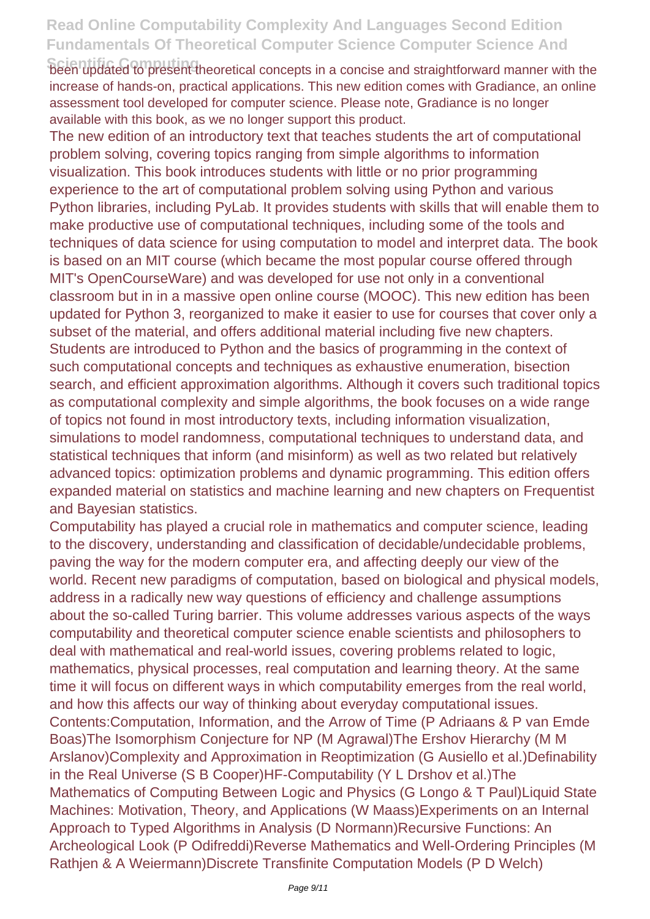been updated to present theoretical concepts in a concise and straightforward manner with the increase of hands-on, practical applications. This new edition comes with Gradiance, an online assessment tool developed for computer science. Please note, Gradiance is no longer available with this book, as we no longer support this product.

The new edition of an introductory text that teaches students the art of computational problem solving, covering topics ranging from simple algorithms to information visualization. This book introduces students with little or no prior programming experience to the art of computational problem solving using Python and various Python libraries, including PyLab. It provides students with skills that will enable them to make productive use of computational techniques, including some of the tools and techniques of data science for using computation to model and interpret data. The book is based on an MIT course (which became the most popular course offered through MIT's OpenCourseWare) and was developed for use not only in a conventional classroom but in in a massive open online course (MOOC). This new edition has been updated for Python 3, reorganized to make it easier to use for courses that cover only a subset of the material, and offers additional material including five new chapters. Students are introduced to Python and the basics of programming in the context of such computational concepts and techniques as exhaustive enumeration, bisection search, and efficient approximation algorithms. Although it covers such traditional topics as computational complexity and simple algorithms, the book focuses on a wide range of topics not found in most introductory texts, including information visualization, simulations to model randomness, computational techniques to understand data, and statistical techniques that inform (and misinform) as well as two related but relatively advanced topics: optimization problems and dynamic programming. This edition offers expanded material on statistics and machine learning and new chapters on Frequentist and Bayesian statistics.

Computability has played a crucial role in mathematics and computer science, leading to the discovery, understanding and classification of decidable/undecidable problems, paving the way for the modern computer era, and affecting deeply our view of the world. Recent new paradigms of computation, based on biological and physical models, address in a radically new way questions of efficiency and challenge assumptions about the so-called Turing barrier. This volume addresses various aspects of the ways computability and theoretical computer science enable scientists and philosophers to deal with mathematical and real-world issues, covering problems related to logic, mathematics, physical processes, real computation and learning theory. At the same time it will focus on different ways in which computability emerges from the real world, and how this affects our way of thinking about everyday computational issues.
Contents:Computation, Information, and the Arrow of Time (P Adriaans & P van Emde Boas)The Isomorphism Conjecture for NP (M Agrawal)The Ershov Hierarchy (M M Arslanov)Complexity and Approximation in Reoptimization (G Ausiello et al.)Definability in the Real Universe (S B Cooper)HF-Computability (Y L Drshov et al.)The Mathematics of Computing Between Logic and Physics (G Longo & T Paul)Liquid State Machines: Motivation, Theory, and Applications (W Maass)Experiments on an Internal Approach to Typed Algorithms in Analysis (D Normann)Recursive Functions: An Archeological Look (P Odifreddi)Reverse Mathematics and Well-Ordering Principles (M Rathjen & A Weiermann)Discrete Transfinite Computation Models (P D Welch)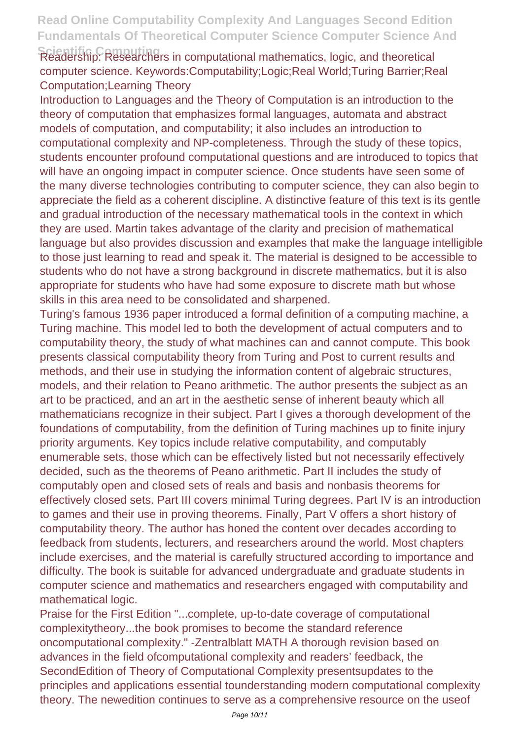Readership: Researchers in computational mathematics, logic, and theoretical computer science. Keywords:Computability;Logic;Real World;Turing Barrier;Real Computation;Learning Theory

Introduction to Languages and the Theory of Computation is an introduction to the theory of computation that emphasizes formal languages, automata and abstract models of computation, and computability; it also includes an introduction to computational complexity and NP-completeness. Through the study of these topics, students encounter profound computational questions and are introduced to topics that will have an ongoing impact in computer science. Once students have seen some of the many diverse technologies contributing to computer science, they can also begin to appreciate the field as a coherent discipline. A distinctive feature of this text is its gentle and gradual introduction of the necessary mathematical tools in the context in which they are used. Martin takes advantage of the clarity and precision of mathematical language but also provides discussion and examples that make the language intelligible to those just learning to read and speak it. The material is designed to be accessible to students who do not have a strong background in discrete mathematics, but it is also appropriate for students who have had some exposure to discrete math but whose skills in this area need to be consolidated and sharpened.

Turing's famous 1936 paper introduced a formal definition of a computing machine, a Turing machine. This model led to both the development of actual computers and to computability theory, the study of what machines can and cannot compute. This book presents classical computability theory from Turing and Post to current results and methods, and their use in studying the information content of algebraic structures, models, and their relation to Peano arithmetic. The author presents the subject as an art to be practiced, and an art in the aesthetic sense of inherent beauty which all mathematicians recognize in their subject. Part I gives a thorough development of the foundations of computability, from the definition of Turing machines up to finite injury priority arguments. Key topics include relative computability, and computably enumerable sets, those which can be effectively listed but not necessarily effectively decided, such as the theorems of Peano arithmetic. Part II includes the study of computably open and closed sets of reals and basis and nonbasis theorems for effectively closed sets. Part III covers minimal Turing degrees. Part IV is an introduction to games and their use in proving theorems. Finally, Part V offers a short history of computability theory. The author has honed the content over decades according to feedback from students, lecturers, and researchers around the world. Most chapters include exercises, and the material is carefully structured according to importance and difficulty. The book is suitable for advanced undergraduate and graduate students in computer science and mathematics and researchers engaged with computability and mathematical logic.

Praise for the First Edition "...complete, up-to-date coverage of computational complexitytheory...the book promises to become the standard reference oncomputational complexity." -Zentralblatt MATH A thorough revision based on advances in the field ofcomputational complexity and readers' feedback, the SecondEdition of Theory of Computational Complexity presentsupdates to the principles and applications essential tounderstanding modern computational complexity theory. The newedition continues to serve as a comprehensive resource on the useof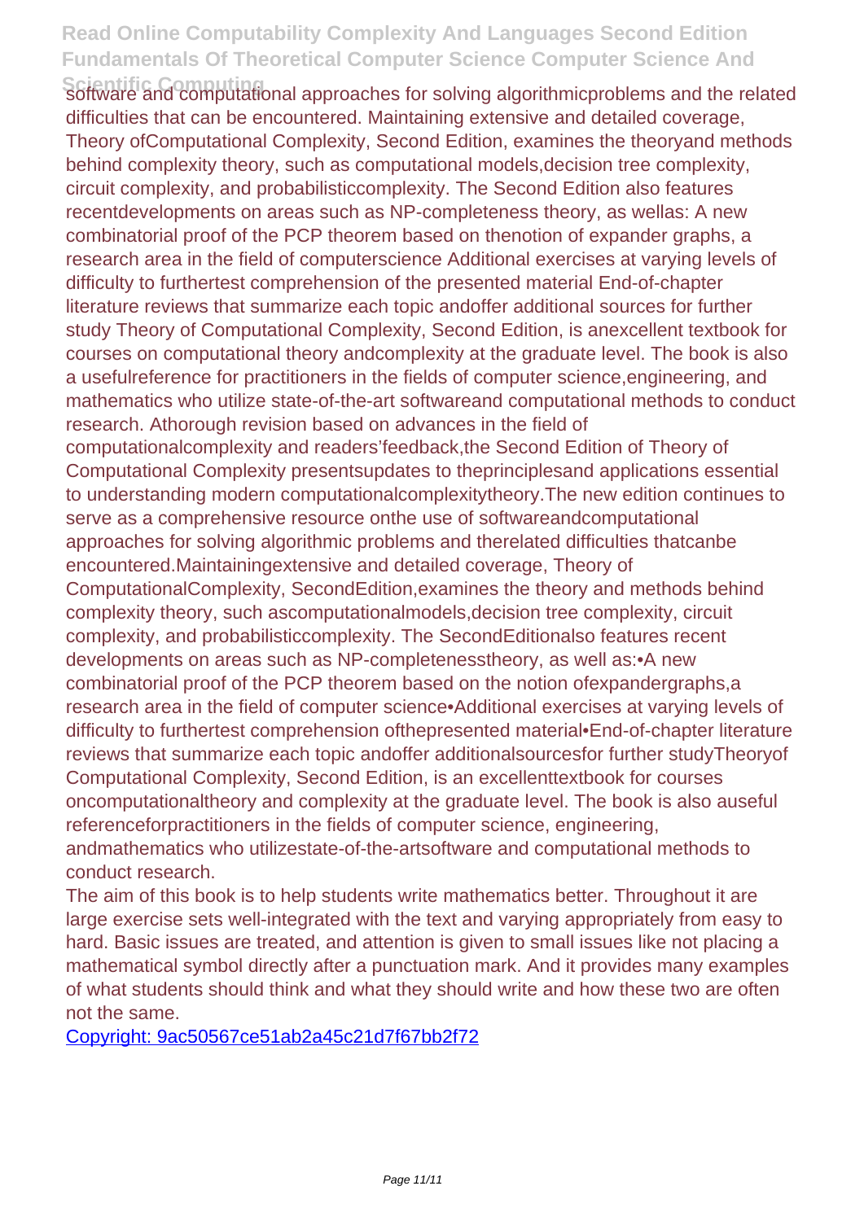software and computational approaches for solving algorithmicproblems and the related difficulties that can be encountered. Maintaining extensive and detailed coverage, Theory ofComputational Complexity, Second Edition, examines the theoryand methods behind complexity theory, such as computational models,decision tree complexity, circuit complexity, and probabilisticcomplexity. The Second Edition also features recentdevelopments on areas such as NP-completeness theory, as wellas: A new combinatorial proof of the PCP theorem based on thenotion of expander graphs, a research area in the field of computerscience Additional exercises at varying levels of difficulty to furthertest comprehension of the presented material End-of-chapter literature reviews that summarize each topic andoffer additional sources for further study Theory of Computational Complexity, Second Edition, is anexcellent textbook for courses on computational theory andcomplexity at the graduate level. The book is also a usefulreference for practitioners in the fields of computer science,engineering, and mathematics who utilize state-of-the-art softwareand computational methods to conduct research. Athorough revision based on advances in the field of computationalcomplexity and readers'feedback,the Second Edition of Theory of Computational Complexity presentsupdates to theprinciplesand applications essential to understanding modern computationalcomplexitytheory.The new edition continues to serve as a comprehensive resource onthe use of softwareandcomputational approaches for solving algorithmic problems and therelated difficulties thatcanbe encountered.Maintainingextensive and detailed coverage, Theory of ComputationalComplexity, SecondEdition,examines the theory and methods behind complexity theory, such ascomputationalmodels,decision tree complexity, circuit complexity, and probabilisticcomplexity. The SecondEditionalso features recent developments on areas such as NP-completenesstheory, as well as:•A new combinatorial proof of the PCP theorem based on the notion ofexpandergraphs,a research area in the field of computer science•Additional exercises at varying levels of difficulty to furthertest comprehension ofthepresented material•End-of-chapter literature reviews that summarize each topic andoffer additionalsourcesfor further studyTheoryof Computational Complexity, Second Edition, is an excellenttextbook for courses oncomputationaltheory and complexity at the graduate level. The book is also auseful referenceforpractitioners in the fields of computer science, engineering, andmathematics who utilizestate-of-the-artsoftware and computational methods to conduct research.

The aim of this book is to help students write mathematics better. Throughout it are large exercise sets well-integrated with the text and varying appropriately from easy to hard. Basic issues are treated, and attention is given to small issues like not placing a mathematical symbol directly after a punctuation mark. And it provides many examples of what students should think and what they should write and how these two are often not the same.

Copyright: 9ac50567ce51ab2a45c21d7f67bb2f72